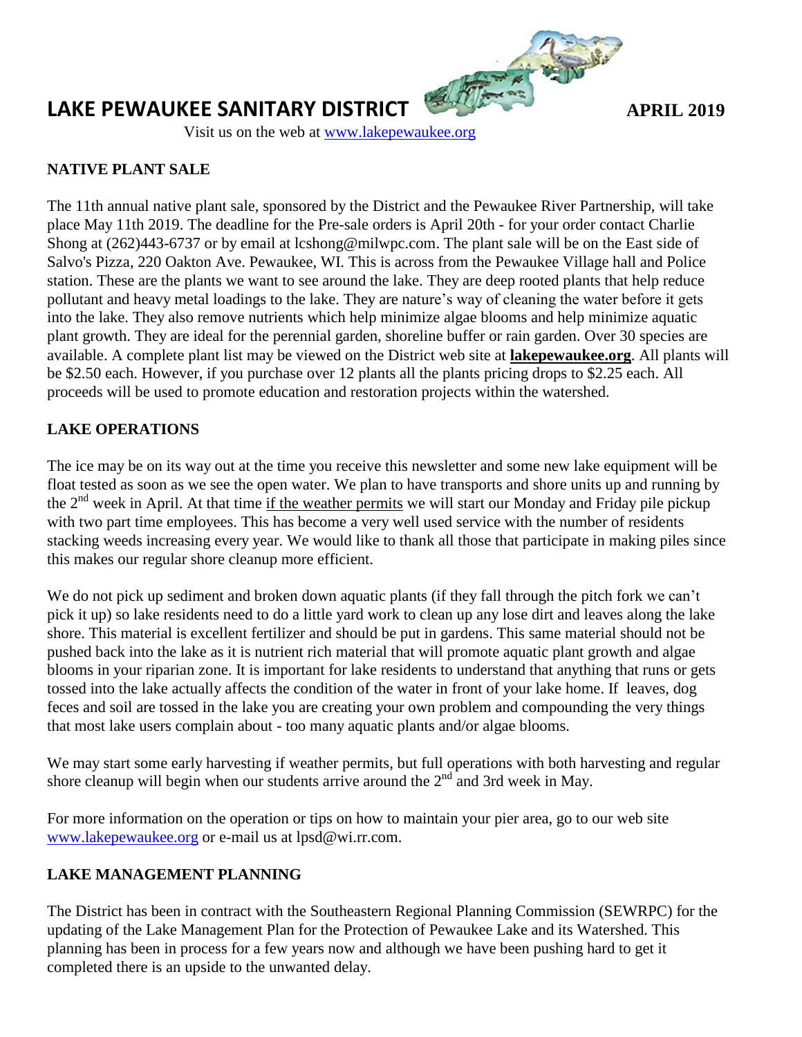# LAKE PEWAUKEE SANITARY DISTRICT

**APRIL 2019**

Visit us on the web at www.lakepewaukee.org

## NATIVE PLANT SALE

The 11th annual native plant sale, sponsored by the District and the Pewaukee River Partnership, will take place May 11th 2019. The deadline for the Pre-sale orders is April 20th - for your order contact Charlie Shong at (262)443-6737 or by email at lcshong@milwpc.com. The plant sale will be on the East side of Salvo's Pizza, 220 Oakton Ave. Pewaukee, WI. This is across from the Pewaukee Village hall and Police station. These are the plants we want to see around the lake. They are deep rooted plants that help reduce pollutant and heavy metal loadings to the lake. They are nature's way of cleaning the water before it gets into the lake. They also remove nutrients which help minimize algae blooms and help minimize aquatic plant growth. They are ideal for the perennial garden, shoreline buffer or rain garden. Over 30 species are available. A complete plant list may be viewed on the District web site at **lakepewaukee.org**. All plants will be $2.50 each. However, if you purchase over 12 plants all the plants pricing drops to $2.25 each. All proceeds will be used to promote education and restoration projects within the watershed.

## LAKE OPERATIONS

The ice may be on its way out at the time you receive this newsletter and some new lake equipment will be float tested as soon as we see the open water. We plan to have transports and shore units up and running by the 2nd week in April. At that time if the weather permits we will start our Monday and Friday pile pickup with two part time employees. This has become a very well used service with the number of residents stacking weeds increasing every year. We would like to thank all those that participate in making piles since this makes our regular shore cleanup more efficient.

We do not pick up sediment and broken down aquatic plants (if they fall through the pitch fork we can't pick it up) so lake residents need to do a little yard work to clean up any lose dirt and leaves along the lake shore. This material is excellent fertilizer and should be put in gardens. This same material should not be pushed back into the lake as it is nutrient rich material that will promote aquatic plant growth and algae blooms in your riparian zone. It is important for lake residents to understand that anything that runs or gets tossed into the lake actually affects the condition of the water in front of your lake home. If leaves, dog feces and soil are tossed in the lake you are creating your own problem and compounding the very things that most lake users complain about - too many aquatic plants and/or algae blooms.

We may start some early harvesting if weather permits, but full operations with both harvesting and regular shore cleanup will begin when our students arrive around the 2nd and 3rd week in May.

For more information on the operation or tips on how to maintain your pier area, go to our web site www.lakepewaukee.org or e-mail us at lpsd@wi.rr.com.

## LAKE MANAGEMENT PLANNING

The District has been in contract with the Southeastern Regional Planning Commission (SEWRPC) for the updating of the Lake Management Plan for the Protection of Pewaukee Lake and its Watershed. This planning has been in process for a few years now and although we have been pushing hard to get it completed there is an upside to the unwanted delay.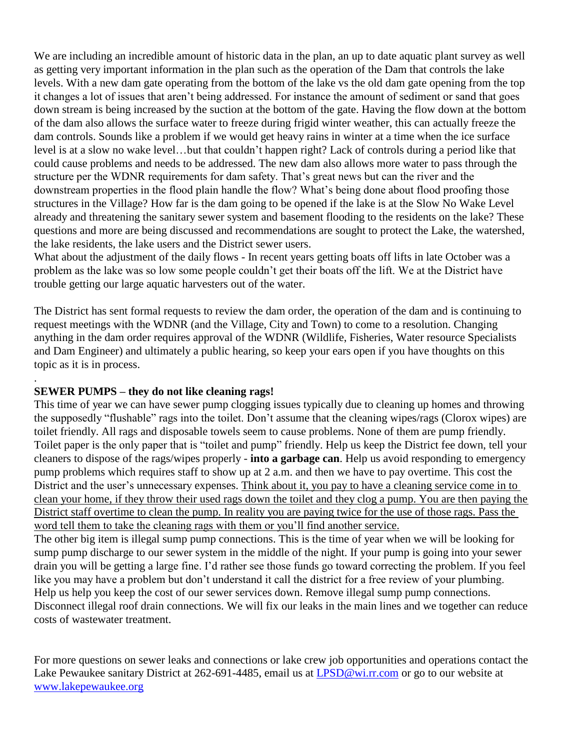We are including an incredible amount of historic data in the plan, an up to date aquatic plant survey as well as getting very important information in the plan such as the operation of the Dam that controls the lake levels. With a new dam gate operating from the bottom of the lake vs the old dam gate opening from the top it changes a lot of issues that aren't being addressed. For instance the amount of sediment or sand that goes down stream is being increased by the suction at the bottom of the gate. Having the flow down at the bottom of the dam also allows the surface water to freeze during frigid winter weather, this can actually freeze the dam controls. Sounds like a problem if we would get heavy rains in winter at a time when the ice surface level is at a slow no wake level…but that couldn't happen right? Lack of controls during a period like that could cause problems and needs to be addressed. The new dam also allows more water to pass through the structure per the WDNR requirements for dam safety. That's great news but can the river and the downstream properties in the flood plain handle the flow? What's being done about flood proofing those structures in the Village? How far is the dam going to be opened if the lake is at the Slow No Wake Level already and threatening the sanitary sewer system and basement flooding to the residents on the lake? These questions and more are being discussed and recommendations are sought to protect the Lake, the watershed, the lake residents, the lake users and the District sewer users.

What about the adjustment of the daily flows - In recent years getting boats off lifts in late October was a problem as the lake was so low some people couldn't get their boats off the lift. We at the District have trouble getting our large aquatic harvesters out of the water.

The District has sent formal requests to review the dam order, the operation of the dam and is continuing to request meetings with the WDNR (and the Village, City and Town) to come to a resolution. Changing anything in the dam order requires approval of the WDNR (Wildlife, Fisheries, Water resource Specialists and Dam Engineer) and ultimately a public hearing, so keep your ears open if you have thoughts on this topic as it is in process.

.

**SEWER PUMPS – they do not like cleaning rags!**

This time of year we can have sewer pump clogging issues typically due to cleaning up homes and throwing the supposedly "flushable" rags into the toilet. Don't assume that the cleaning wipes/rags (Clorox wipes) are toilet friendly. All rags and disposable towels seem to cause problems. None of them are pump friendly. Toilet paper is the only paper that is "toilet and pump" friendly. Help us keep the District fee down, tell your cleaners to dispose of the rags/wipes properly - **into a garbage can**. Help us avoid responding to emergency pump problems which requires staff to show up at 2 a.m. and then we have to pay overtime. This cost the District and the user's unnecessary expenses. Think about it, you pay to have a cleaning service come in to clean your home, if they throw their used rags down the toilet and they clog a pump. You are then paying the District staff overtime to clean the pump. In reality you are paying twice for the use of those rags. Pass the word tell them to take the cleaning rags with them or you'll find another service.

The other big item is illegal sump pump connections. This is the time of year when we will be looking for sump pump discharge to our sewer system in the middle of the night. If your pump is going into your sewer drain you will be getting a large fine. I'd rather see those funds go toward correcting the problem. If you feel like you may have a problem but don't understand it call the district for a free review of your plumbing. Help us help you keep the cost of our sewer services down. Remove illegal sump pump connections. Disconnect illegal roof drain connections. We will fix our leaks in the main lines and we together can reduce costs of wastewater treatment.

For more questions on sewer leaks and connections or lake crew job opportunities and operations contact the Lake Pewaukee sanitary District at 262-691-4485, email us at [LPSD@wi.rr.com](mailto:LPSD@wi.rr.com) or go to our website at [www.lakepewaukee.org](http://www.lakepewaukee.org)